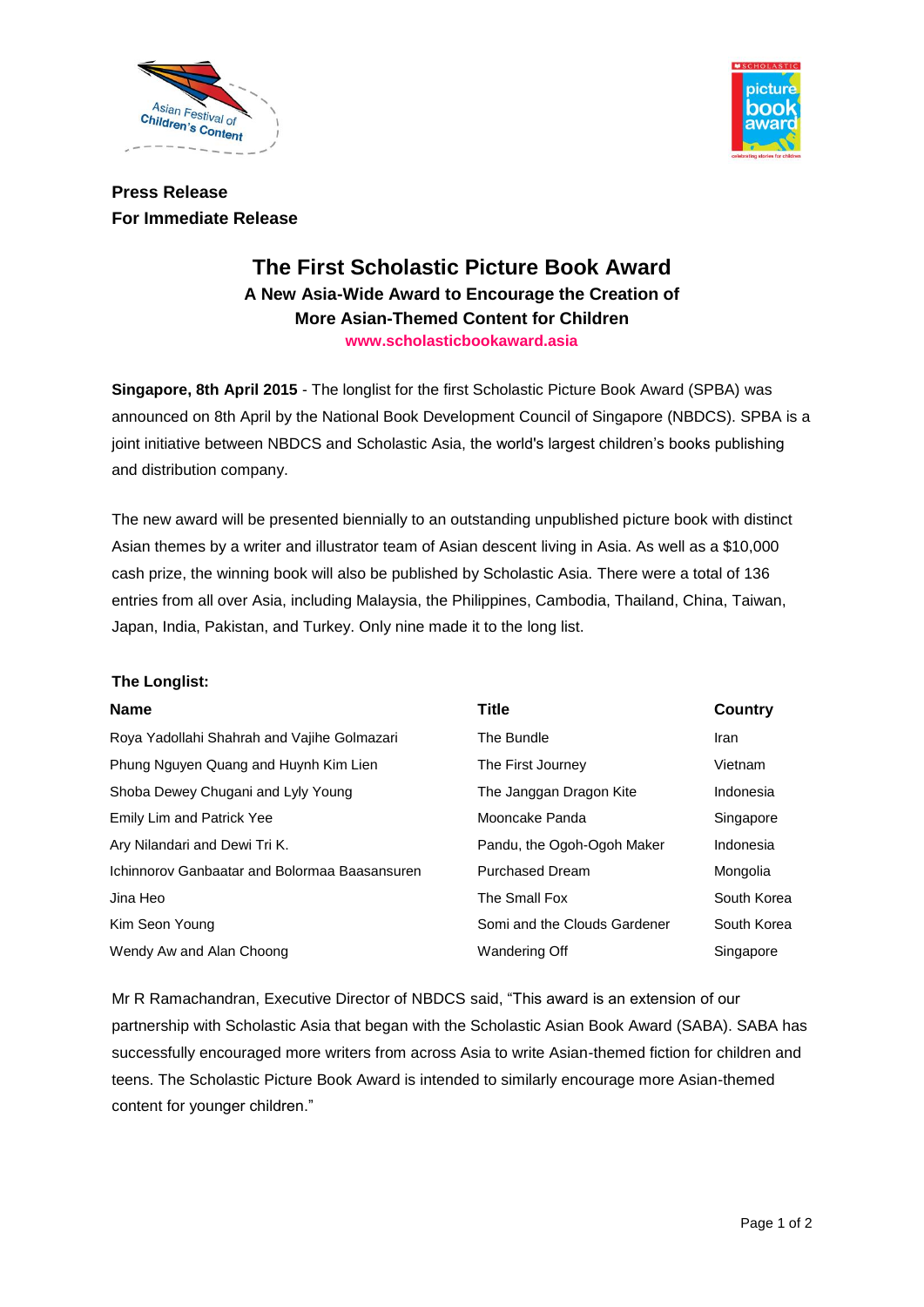**Press Release**
**For Immediate Release**

# The First Scholastic Picture Book Award

### A New Asia-Wide Award to Encourage the Creation of More Asian-Themed Content for Children

**www.scholasticbookaward.asia**

**Singapore, 8th April 2015** - The longlist for the first Scholastic Picture Book Award (SPBA) was announced on 8th April by the National Book Development Council of Singapore (NBDCS). SPBA is a joint initiative between NBDCS and Scholastic Asia, the world's largest children's books publishing and distribution company.

The new award will be presented biennially to an outstanding unpublished picture book with distinct Asian themes by a writer and illustrator team of Asian descent living in Asia. As well as a $10,000 cash prize, the winning book will also be published by Scholastic Asia. There were a total of 136 entries from all over Asia, including Malaysia, the Philippines, Cambodia, Thailand, China, Taiwan, Japan, India, Pakistan, and Turkey. Only nine made it to the long list.

**The Longlist:**

| Name | Title | Country |
|---|---|---|
| Roya Yadollahi Shahrah and Vajihe Golmazari | The Bundle | Iran |
| Phung Nguyen Quang and Huynh Kim Lien | The First Journey | Vietnam |
| Shoba Dewey Chugani and Lyly Young | The Janggan Dragon Kite | Indonesia |
| Emily Lim and Patrick Yee | Mooncake Panda | Singapore |
| Ary Nilandari and Dewi Tri K. | Pandu, the Ogoh-Ogoh Maker | Indonesia |
| Ichinnorov Ganbaatar and Bolormaa Baasansuren | Purchased Dream | Mongolia |
| Jina Heo | The Small Fox | South Korea |
| Kim Seon Young | Somi and the Clouds Gardener | South Korea |
| Wendy Aw and Alan Choong | Wandering Off | Singapore |

Mr R Ramachandran, Executive Director of NBDCS said, "This award is an extension of our partnership with Scholastic Asia that began with the Scholastic Asian Book Award (SABA). SABA has successfully encouraged more writers from across Asia to write Asian-themed fiction for children and teens. The Scholastic Picture Book Award is intended to similarly encourage more Asian-themed content for younger children."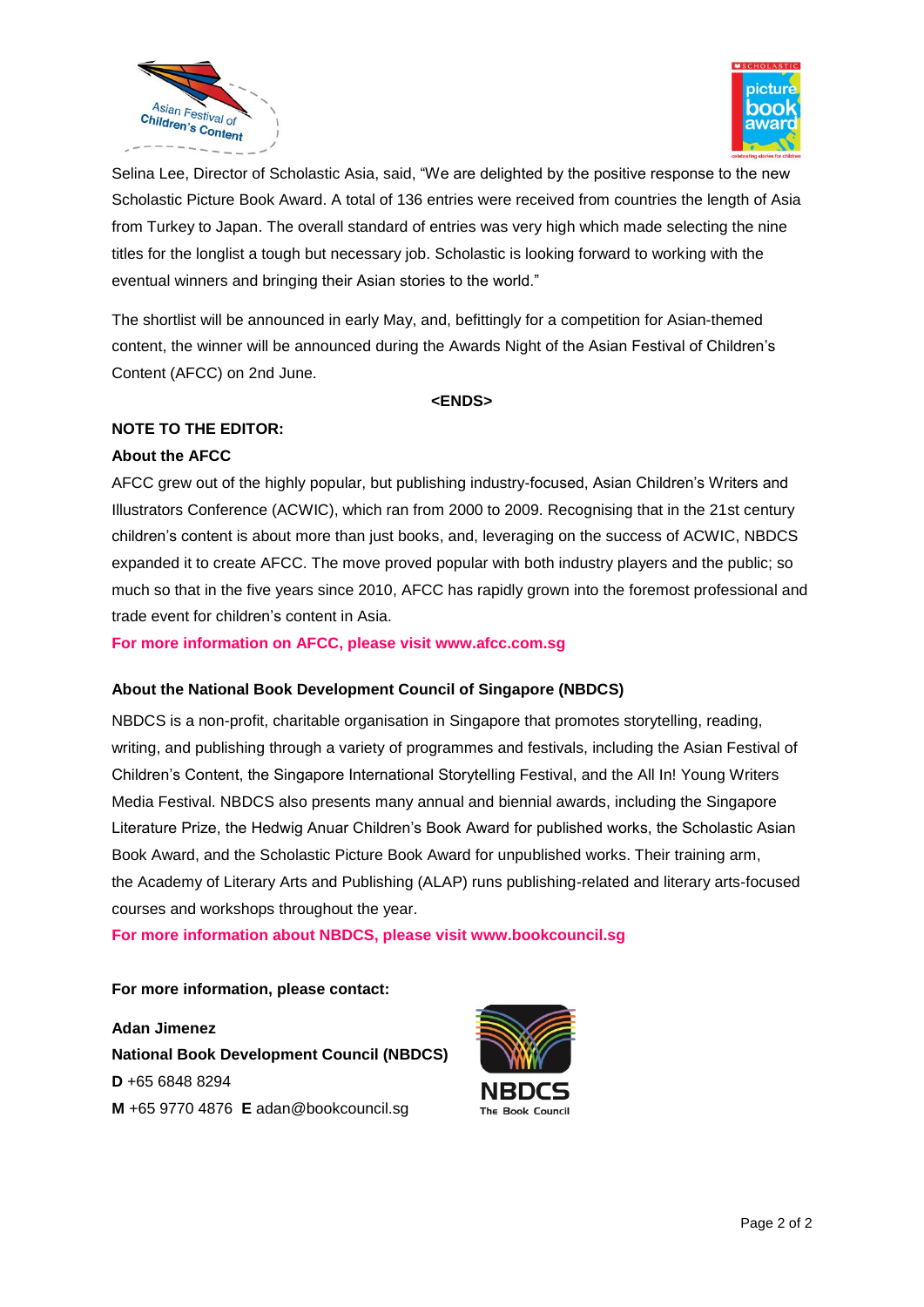Selina Lee, Director of Scholastic Asia, said, "We are delighted by the positive response to the new Scholastic Picture Book Award. A total of 136 entries were received from countries the length of Asia from Turkey to Japan. The overall standard of entries was very high which made selecting the nine titles for the longlist a tough but necessary job. Scholastic is looking forward to working with the eventual winners and bringing their Asian stories to the world."

The shortlist will be announced in early May, and, befittingly for a competition for Asian-themed content, the winner will be announced during the Awards Night of the Asian Festival of Children's Content (AFCC) on 2nd June.

**<ENDS>**

**NOTE TO THE EDITOR:**

**About the AFCC**

AFCC grew out of the highly popular, but publishing industry-focused, Asian Children's Writers and Illustrators Conference (ACWIC), which ran from 2000 to 2009. Recognising that in the 21st century children's content is about more than just books, and, leveraging on the success of ACWIC, NBDCS expanded it to create AFCC. The move proved popular with both industry players and the public; so much so that in the five years since 2010, AFCC has rapidly grown into the foremost professional and trade event for children's content in Asia.

**For more information on AFCC, please visit www.afcc.com.sg**

**About the National Book Development Council of Singapore (NBDCS)**

NBDCS is a non-profit, charitable organisation in Singapore that promotes storytelling, reading, writing, and publishing through a variety of programmes and festivals, including the Asian Festival of Children's Content, the Singapore International Storytelling Festival, and the All In! Young Writers Media Festival. NBDCS also presents many annual and biennial awards, including the Singapore Literature Prize, the Hedwig Anuar Children's Book Award for published works, the Scholastic Asian Book Award, and the Scholastic Picture Book Award for unpublished works. Their training arm, the Academy of Literary Arts and Publishing (ALAP) runs publishing-related and literary arts-focused courses and workshops throughout the year.

**For more information about NBDCS, please visit www.bookcouncil.sg**

**For more information, please contact:**

**Adan Jimenez**
**National Book Development Council (NBDCS)**
**D** +65 6848 8294
**M** +65 9770 4876 **E** adan@bookcouncil.sg